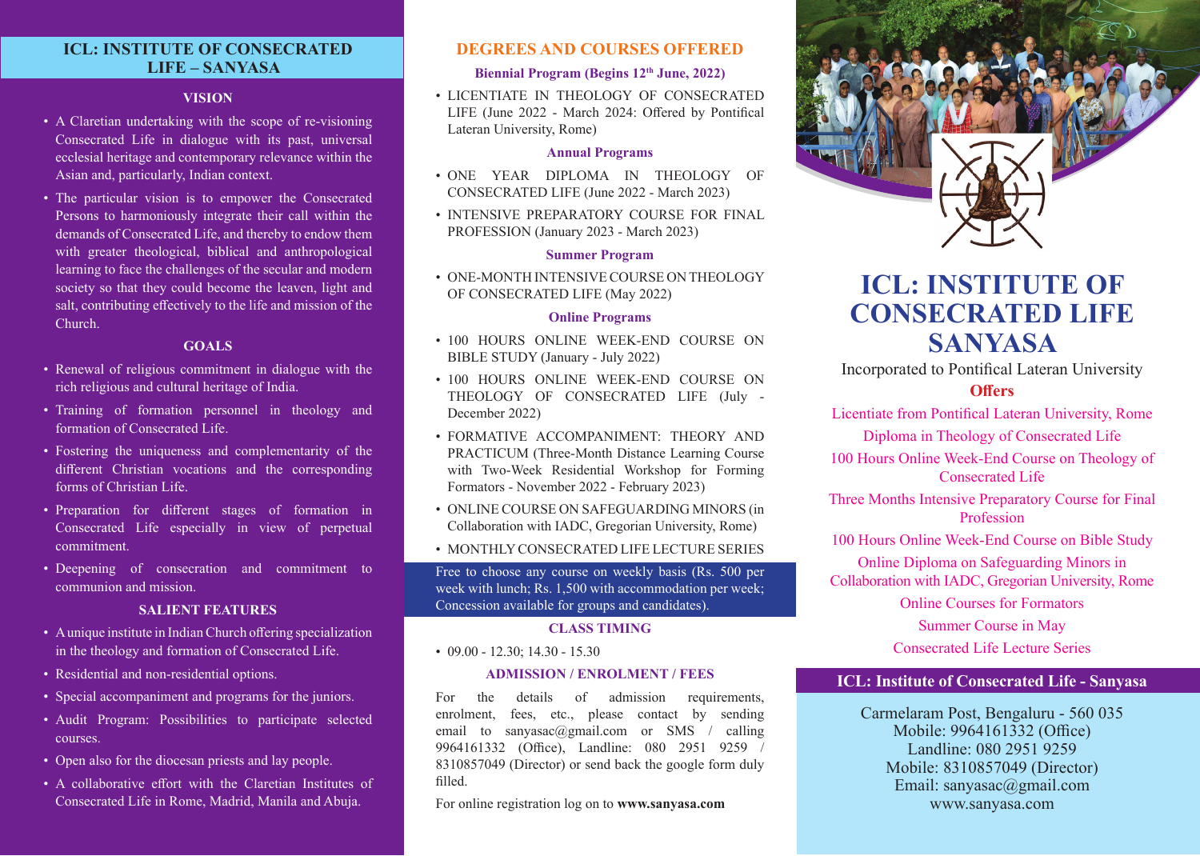# ICL: INSTITUTE OF CONSECRATED LIFE – SANYASA

## VISION

- A Claretian undertaking with the scope of re-visioning Consecrated Life in dialogue with its past, universal ecclesial heritage and contemporary relevance within the Asian and, particularly, Indian context.
- The particular vision is to empower the Consecrated Persons to harmoniously integrate their call within the demands of Consecrated Life, and thereby to endow them with greater theological, biblical and anthropological learning to face the challenges of the secular and modern society so that they could become the leaven, light and salt, contributing effectively to the life and mission of the Church.

## GOALS

- Renewal of religious commitment in dialogue with the rich religious and cultural heritage of India.
- Training of formation personnel in theology and formation of Consecrated Life.
- Fostering the uniqueness and complementarity of the different Christian vocations and the corresponding forms of Christian Life.
- Preparation for different stages of formation in Consecrated Life especially in view of perpetual commitment.
- Deepening of consecration and commitment to communion and mission.

## SALIENT FEATURES

- A unique institute in Indian Church offering specialization in the theology and formation of Consecrated Life.
- Residential and non-residential options.
- Special accompaniment and programs for the juniors.
- Audit Program: Possibilities to participate selected courses.
- Open also for the diocesan priests and lay people.
- A collaborative effort with the Claretian Institutes of Consecrated Life in Rome, Madrid, Manila and Abuja.

## DEGREES AND COURSES OFFERED

### Biennial Program (Begins 12th June, 2022)

- LICENTIATE IN THEOLOGY OF CONSECRATED LIFE (June 2022 - March 2024: Offered by Pontifical Lateran University, Rome)

### Annual Programs

- ONE YEAR DIPLOMA IN THEOLOGY OF CONSECRATED LIFE (June 2022 - March 2023)
- INTENSIVE PREPARATORY COURSE FOR FINAL PROFESSION (January 2023 - March 2023)

### Summer Program

- ONE-MONTH INTENSIVE COURSE ON THEOLOGY OF CONSECRATED LIFE (May 2022)

### Online Programs

- 100 HOURS ONLINE WEEK-END COURSE ON BIBLE STUDY (January - July 2022)
- 100 HOURS ONLINE WEEK-END COURSE ON THEOLOGY OF CONSECRATED LIFE (July - December 2022)
- FORMATIVE ACCOMPANIMENT: THEORY AND PRACTICUM (Three-Month Distance Learning Course with Two-Week Residential Workshop for Forming Formators - November 2022 - February 2023)
- ONLINE COURSE ON SAFEGUARDING MINORS (in Collaboration with IADC, Gregorian University, Rome)
- MONTHLY CONSECRATED LIFE LECTURE SERIES

Free to choose any course on weekly basis (Rs. 500 per week with lunch; Rs. 1,500 with accommodation per week; Concession available for groups and candidates).

## CLASS TIMING

- 09.00 - 12.30; 14.30 - 15.30

## ADMISSION / ENROLMENT / FEES

For the details of admission requirements, enrolment, fees, etc., please contact by sending email to sanyasac@gmail.com or SMS / calling 9964161332 (Office), Landline: 080 2951 9259 / 8310857049 (Director) or send back the google form duly filled.

For online registration log on to **www.sanyasa.com**

# ICL: INSTITUTE OF CONSECRATED LIFE SANYASA

Incorporated to Pontifical Lateran University

**Offers**

Licentiate from Pontifical Lateran University, Rome

Diploma in Theology of Consecrated Life

100 Hours Online Week-End Course on Theology of Consecrated Life

Three Months Intensive Preparatory Course for Final Profession

100 Hours Online Week-End Course on Bible Study

Online Diploma on Safeguarding Minors in Collaboration with IADC, Gregorian University, Rome

Online Courses for Formators

Summer Course in May

Consecrated Life Lecture Series

## ICL: Institute of Consecrated Life - Sanyasa

Carmelaram Post, Bengaluru - 560 035
Mobile: 9964161332 (Office)
Landline: 080 2951 9259
Mobile: 8310857049 (Director)
Email: sanyasac@gmail.com
www.sanyasa.com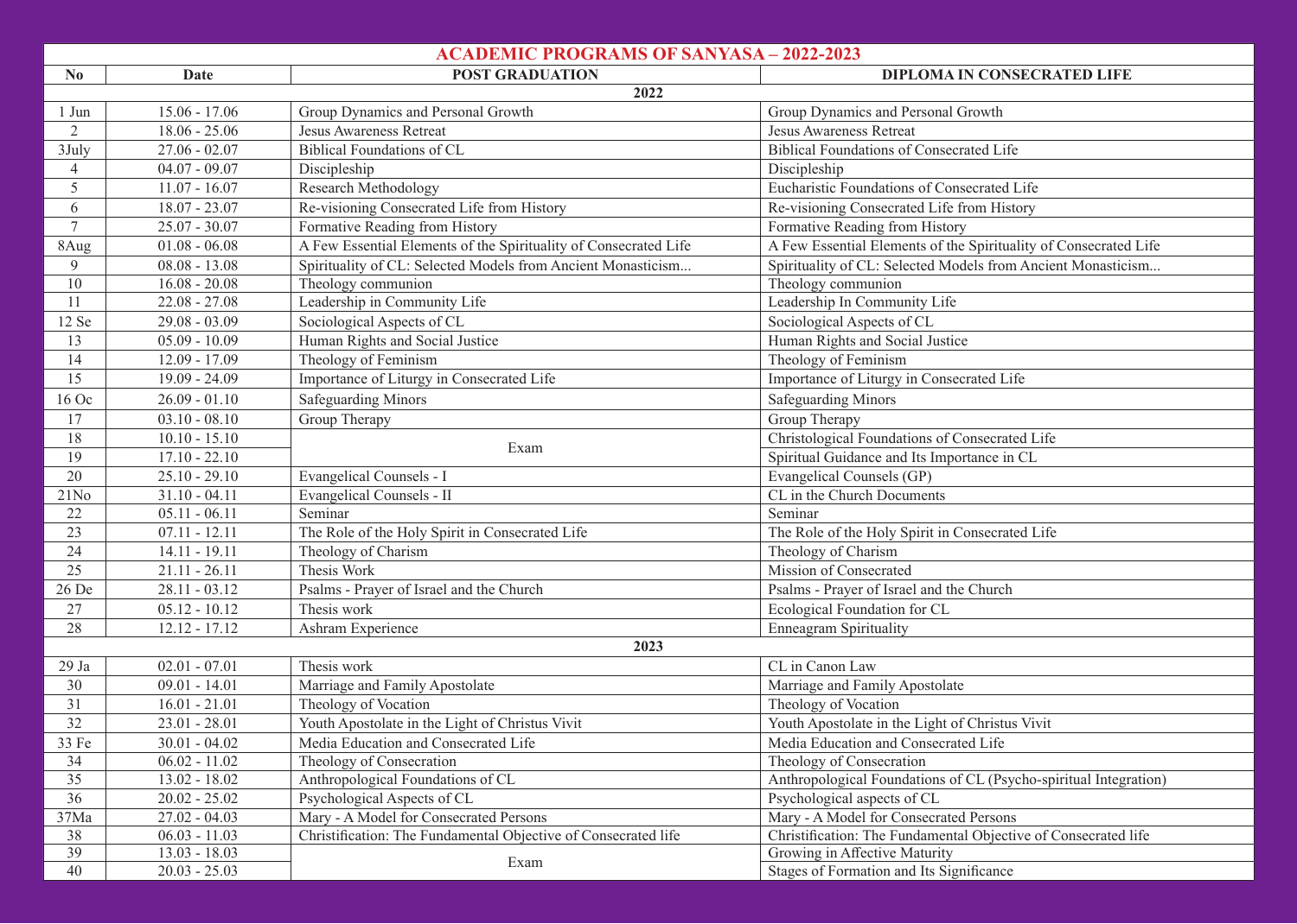| ACADEMIC PROGRAMS OF SANYASA – 2022-2023 | | | |
|---|---|---|---|
| **No** | **Date** | **POST GRADUATION** | **DIPLOMA IN CONSECRATED LIFE** |
| **2022** | | | |
| 1 Jun | 15.06 - 17.06 | Group Dynamics and Personal Growth | Group Dynamics and Personal Growth |
| 2 | 18.06 - 25.06 | Jesus Awareness Retreat | Jesus Awareness Retreat |
| 3July | 27.06 - 02.07 | Biblical Foundations of CL | Biblical Foundations of Consecrated Life |
| 4 | 04.07 - 09.07 | Discipleship | Discipleship |
| 5 | 11.07 - 16.07 | Research Methodology | Eucharistic Foundations of Consecrated Life |
| 6 | 18.07 - 23.07 | Re-visioning Consecrated Life from History | Re-visioning Consecrated Life from History |
| 7 | 25.07 - 30.07 | Formative Reading from History | Formative Reading from History |
| 8Aug | 01.08 - 06.08 | A Few Essential Elements of the Spirituality of Consecrated Life | A Few Essential Elements of the Spirituality of Consecrated Life |
| 9 | 08.08 - 13.08 | Spirituality of CL: Selected Models from Ancient Monasticism... | Spirituality of CL: Selected Models from Ancient Monasticism... |
| 10 | 16.08 - 20.08 | Theology communion | Theology communion |
| 11 | 22.08 - 27.08 | Leadership in Community Life | Leadership In Community Life |
| 12 Se | 29.08 - 03.09 | Sociological Aspects of CL | Sociological Aspects of CL |
| 13 | 05.09 - 10.09 | Human Rights and Social Justice | Human Rights and Social Justice |
| 14 | 12.09 - 17.09 | Theology of Feminism | Theology of Feminism |
| 15 | 19.09 - 24.09 | Importance of Liturgy in Consecrated Life | Importance of Liturgy in Consecrated Life |
| 16 Oc | 26.09 - 01.10 | Safeguarding Minors | Safeguarding Minors |
| 17 | 03.10 - 08.10 | Group Therapy | Group Therapy |
| 18 | 10.10 - 15.10 | Exam | Christological Foundations of Consecrated Life |
| 19 | 17.10 - 22.10 | | Spiritual Guidance and Its Importance in CL |
| 20 | 25.10 - 29.10 | Evangelical Counsels - I | Evangelical Counsels (GP) |
| 21No | 31.10 - 04.11 | Evangelical Counsels - II | CL in the Church Documents |
| 22 | 05.11 - 06.11 | Seminar | Seminar |
| 23 | 07.11 - 12.11 | The Role of the Holy Spirit in Consecrated Life | The Role of the Holy Spirit in Consecrated Life |
| 24 | 14.11 - 19.11 | Theology of Charism | Theology of Charism |
| 25 | 21.11 - 26.11 | Thesis Work | Mission of Consecrated |
| 26 De | 28.11 - 03.12 | Psalms - Prayer of Israel and the Church | Psalms - Prayer of Israel and the Church |
| 27 | 05.12 - 10.12 | Thesis work | Ecological Foundation for CL |
| 28 | 12.12 - 17.12 | Ashram Experience | Enneagram Spirituality |
| **2023** | | | |
| 29 Ja | 02.01 - 07.01 | Thesis work | CL in Canon Law |
| 30 | 09.01 - 14.01 | Marriage and Family Apostolate | Marriage and Family Apostolate |
| 31 | 16.01 - 21.01 | Theology of Vocation | Theology of Vocation |
| 32 | 23.01 - 28.01 | Youth Apostolate in the Light of Christus Vivit | Youth Apostolate in the Light of Christus Vivit |
| 33 Fe | 30.01 - 04.02 | Media Education and Consecrated Life | Media Education and Consecrated Life |
| 34 | 06.02 - 11.02 | Theology of Consecration | Theology of Consecration |
| 35 | 13.02 - 18.02 | Anthropological Foundations of CL | Anthropological Foundations of CL (Psycho-spiritual Integration) |
| 36 | 20.02 - 25.02 | Psychological Aspects of CL | Psychological aspects of CL |
| 37Ma | 27.02 - 04.03 | Mary - A Model for Consecrated Persons | Mary - A Model for Consecrated Persons |
| 38 | 06.03 - 11.03 | Christification: The Fundamental Objective of Consecrated life | Christification: The Fundamental Objective of Consecrated life |
| 39 | 13.03 - 18.03 | Exam | Growing in Affective Maturity |
| 40 | 20.03 - 25.03 | | Stages of Formation and Its Significance |